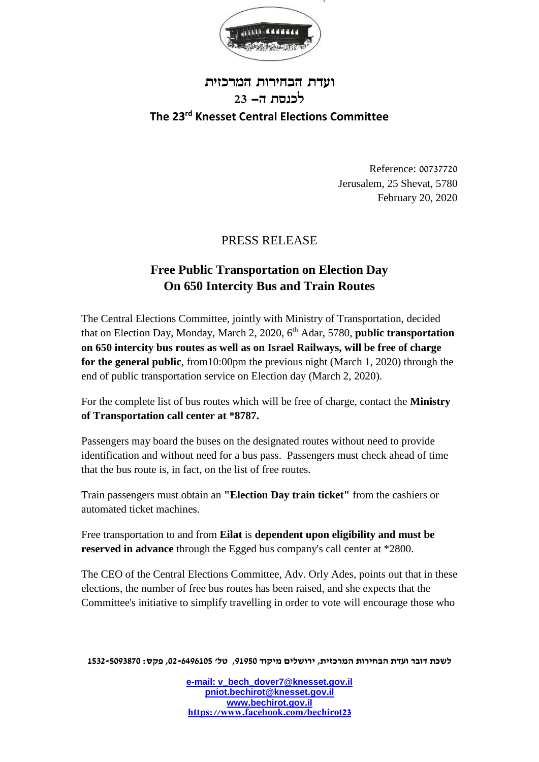ועדת הבחירות המרכזית
לכנסת ה– 23

**The 23rd Knesset Central Elections Committee**

Reference: 00737720
Jerusalem, 25 Shevat, 5780
February 20, 2020

PRESS RELEASE

# Free Public Transportation on Election Day On 650 Intercity Bus and Train Routes

The Central Elections Committee, jointly with Ministry of Transportation, decided that on Election Day, Monday, March 2, 2020, 6th Adar, 5780, **public transportation on 650 intercity bus routes as well as on Israel Railways, will be free of charge for the general public**, from10:00pm the previous night (March 1, 2020) through the end of public transportation service on Election day (March 2, 2020).

For the complete list of bus routes which will be free of charge, contact the **Ministry of Transportation call center at *8787.**

Passengers may board the buses on the designated routes without need to provide identification and without need for a bus pass. Passengers must check ahead of time that the bus route is, in fact, on the list of free routes.

Train passengers must obtain an **"Election Day train ticket"** from the cashiers or automated ticket machines.

Free transportation to and from **Eilat** is **dependent upon eligibility and must be reserved in advance** through the Egged bus company's call center at *2800.

The CEO of the Central Elections Committee, Adv. Orly Ades, points out that in these elections, the number of free bus routes has been raised, and she expects that the Committee's initiative to simplify travelling in order to vote will encourage those who

לשכת דובר ועדת הבחירות המרכזית, ירושלים מיקוד 91950, טל' 02-6496105, פקס: 1532-5093870

e-mail: v_bech_dover7@knesset.gov.il
pniot.bechirot@knesset.gov.il
www.bechirot.gov.il
https://www.facebook.com/bechirot23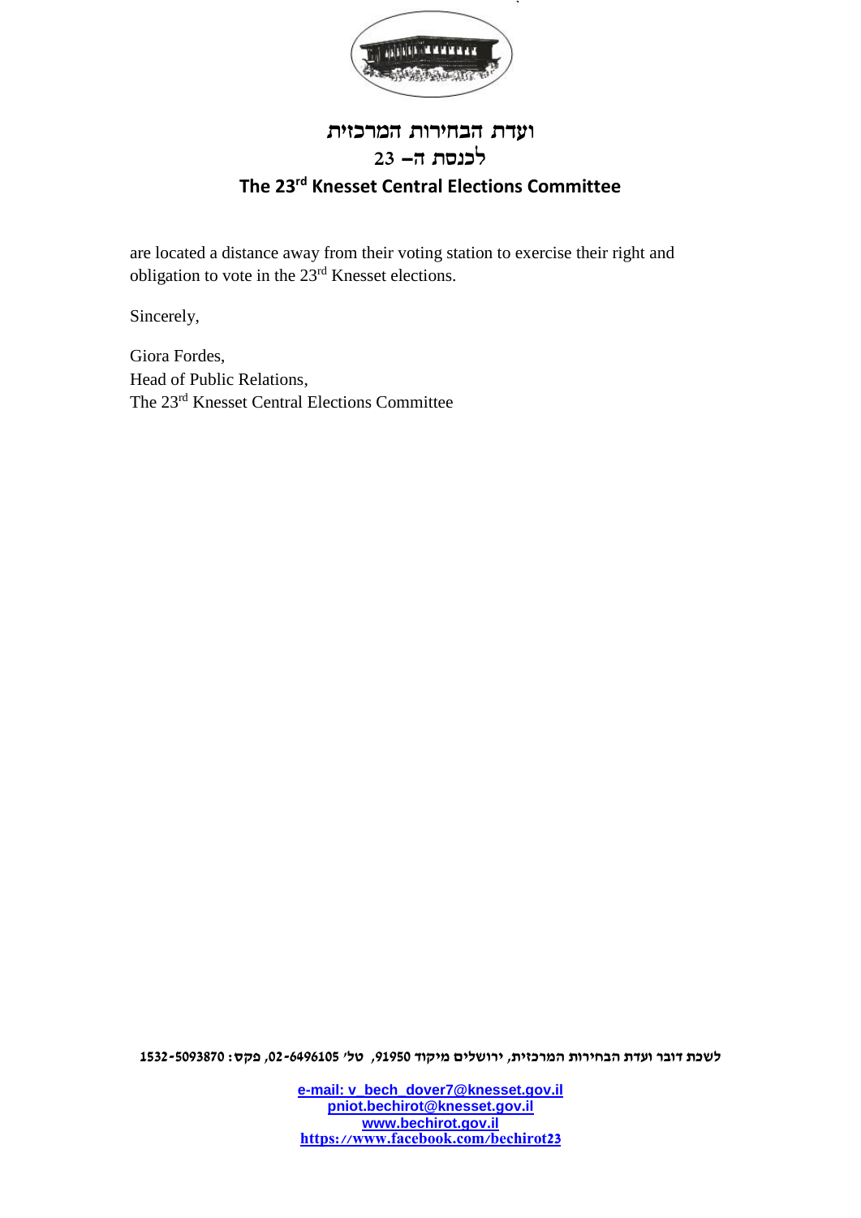are located a distance away from their voting station to exercise their right and obligation to vote in the 23rd Knesset elections.

Sincerely,

Giora Fordes,
Head of Public Relations,
The 23rd Knesset Central Elections Committee